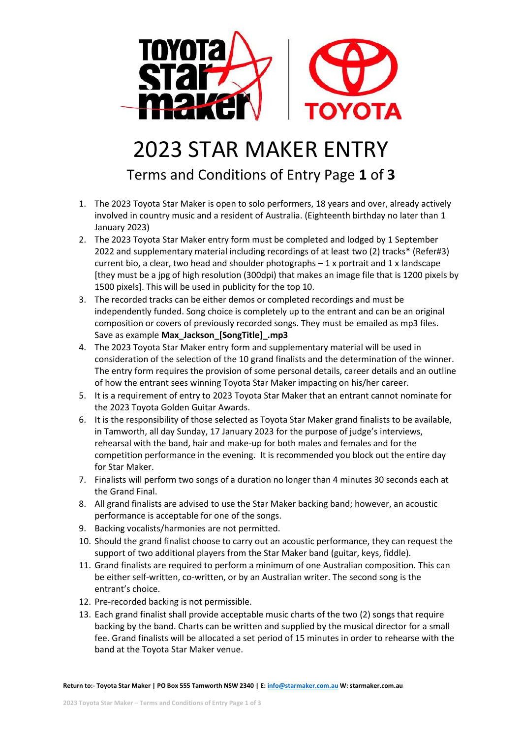# 2023 STAR MAKER ENTRY

## Terms and Conditions of Entry Page **1** of **3**

1. The 2023 Toyota Star Maker is open to solo performers, 18 years and over, already actively involved in country music and a resident of Australia. (Eighteenth birthday no later than 1 January 2023)
2. The 2023 Toyota Star Maker entry form must be completed and lodged by 1 September 2022 and supplementary material including recordings of at least two (2) tracks* (Refer#3) current bio, a clear, two head and shoulder photographs – 1 x portrait and 1 x landscape [they must be a jpg of high resolution (300dpi) that makes an image file that is 1200 pixels by 1500 pixels]. This will be used in publicity for the top 10.
3. The recorded tracks can be either demos or completed recordings and must be independently funded. Song choice is completely up to the entrant and can be an original composition or covers of previously recorded songs. They must be emailed as mp3 files. Save as example **Max_Jackson_[SongTitle]_.mp3**
4. The 2023 Toyota Star Maker entry form and supplementary material will be used in consideration of the selection of the 10 grand finalists and the determination of the winner. The entry form requires the provision of some personal details, career details and an outline of how the entrant sees winning Toyota Star Maker impacting on his/her career.
5. It is a requirement of entry to 2023 Toyota Star Maker that an entrant cannot nominate for the 2023 Toyota Golden Guitar Awards.
6. It is the responsibility of those selected as Toyota Star Maker grand finalists to be available, in Tamworth, all day Sunday, 17 January 2023 for the purpose of judge's interviews, rehearsal with the band, hair and make-up for both males and females and for the competition performance in the evening. It is recommended you block out the entire day for Star Maker.
7. Finalists will perform two songs of a duration no longer than 4 minutes 30 seconds each at the Grand Final.
8. All grand finalists are advised to use the Star Maker backing band; however, an acoustic performance is acceptable for one of the songs.
9. Backing vocalists/harmonies are not permitted.
10. Should the grand finalist choose to carry out an acoustic performance, they can request the support of two additional players from the Star Maker band (guitar, keys, fiddle).
11. Grand finalists are required to perform a minimum of one Australian composition. This can be either self-written, co-written, or by an Australian writer. The second song is the entrant's choice.
12. Pre-recorded backing is not permissible.
13. Each grand finalist shall provide acceptable music charts of the two (2) songs that require backing by the band. Charts can be written and supplied by the musical director for a small fee. Grand finalists will be allocated a set period of 15 minutes in order to rehearse with the band at the Toyota Star Maker venue.

**Return to:- Toyota Star Maker | PO Box 555 Tamworth NSW 2340 | E: info@starmaker.com.au W: starmaker.com.au**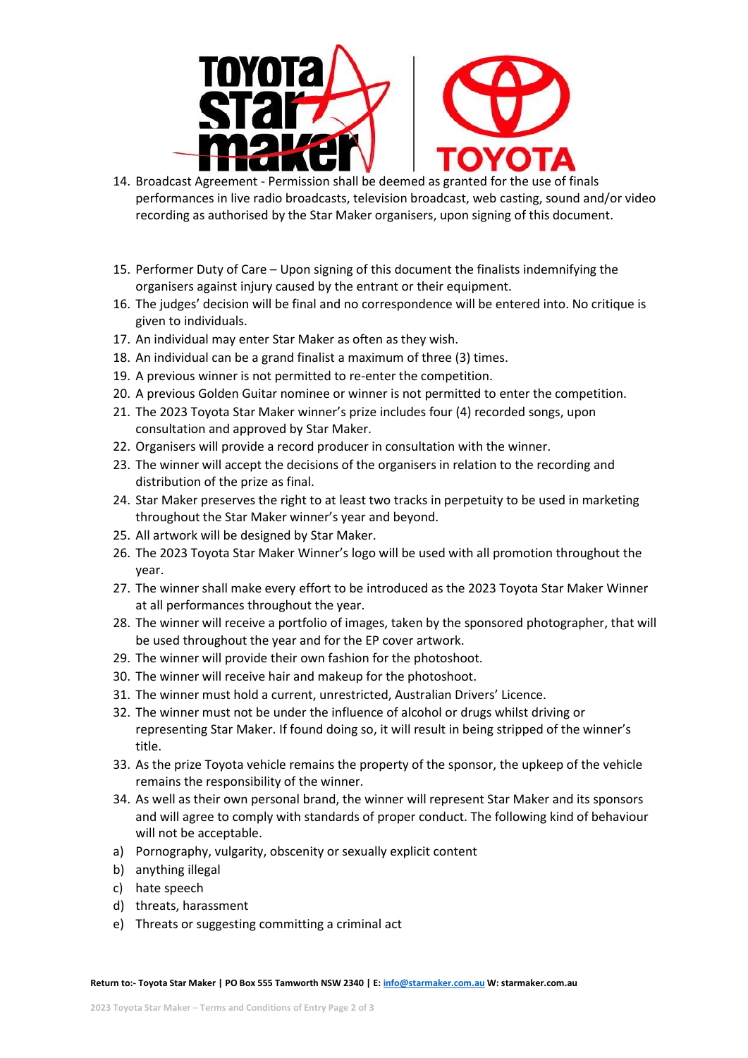14. Broadcast Agreement - Permission shall be deemed as granted for the use of finals performances in live radio broadcasts, television broadcast, web casting, sound and/or video recording as authorised by the Star Maker organisers, upon signing of this document.

15. Performer Duty of Care – Upon signing of this document the finalists indemnifying the organisers against injury caused by the entrant or their equipment.
16. The judges' decision will be final and no correspondence will be entered into. No critique is given to individuals.
17. An individual may enter Star Maker as often as they wish.
18. An individual can be a grand finalist a maximum of three (3) times.
19. A previous winner is not permitted to re-enter the competition.
20. A previous Golden Guitar nominee or winner is not permitted to enter the competition.
21. The 2023 Toyota Star Maker winner's prize includes four (4) recorded songs, upon consultation and approved by Star Maker.
22. Organisers will provide a record producer in consultation with the winner.
23. The winner will accept the decisions of the organisers in relation to the recording and distribution of the prize as final.
24. Star Maker preserves the right to at least two tracks in perpetuity to be used in marketing throughout the Star Maker winner's year and beyond.
25. All artwork will be designed by Star Maker.
26. The 2023 Toyota Star Maker Winner's logo will be used with all promotion throughout the year.
27. The winner shall make every effort to be introduced as the 2023 Toyota Star Maker Winner at all performances throughout the year.
28. The winner will receive a portfolio of images, taken by the sponsored photographer, that will be used throughout the year and for the EP cover artwork.
29. The winner will provide their own fashion for the photoshoot.
30. The winner will receive hair and makeup for the photoshoot.
31. The winner must hold a current, unrestricted, Australian Drivers' Licence.
32. The winner must not be under the influence of alcohol or drugs whilst driving or representing Star Maker. If found doing so, it will result in being stripped of the winner's title.
33. As the prize Toyota vehicle remains the property of the sponsor, the upkeep of the vehicle remains the responsibility of the winner.
34. As well as their own personal brand, the winner will represent Star Maker and its sponsors and will agree to comply with standards of proper conduct. The following kind of behaviour will not be acceptable.

a) Pornography, vulgarity, obscenity or sexually explicit content
b) anything illegal
c) hate speech
d) threats, harassment
e) Threats or suggesting committing a criminal act

**Return to:- Toyota Star Maker | PO Box 555 Tamworth NSW 2340 | E: info@starmaker.com.au W: starmaker.com.au**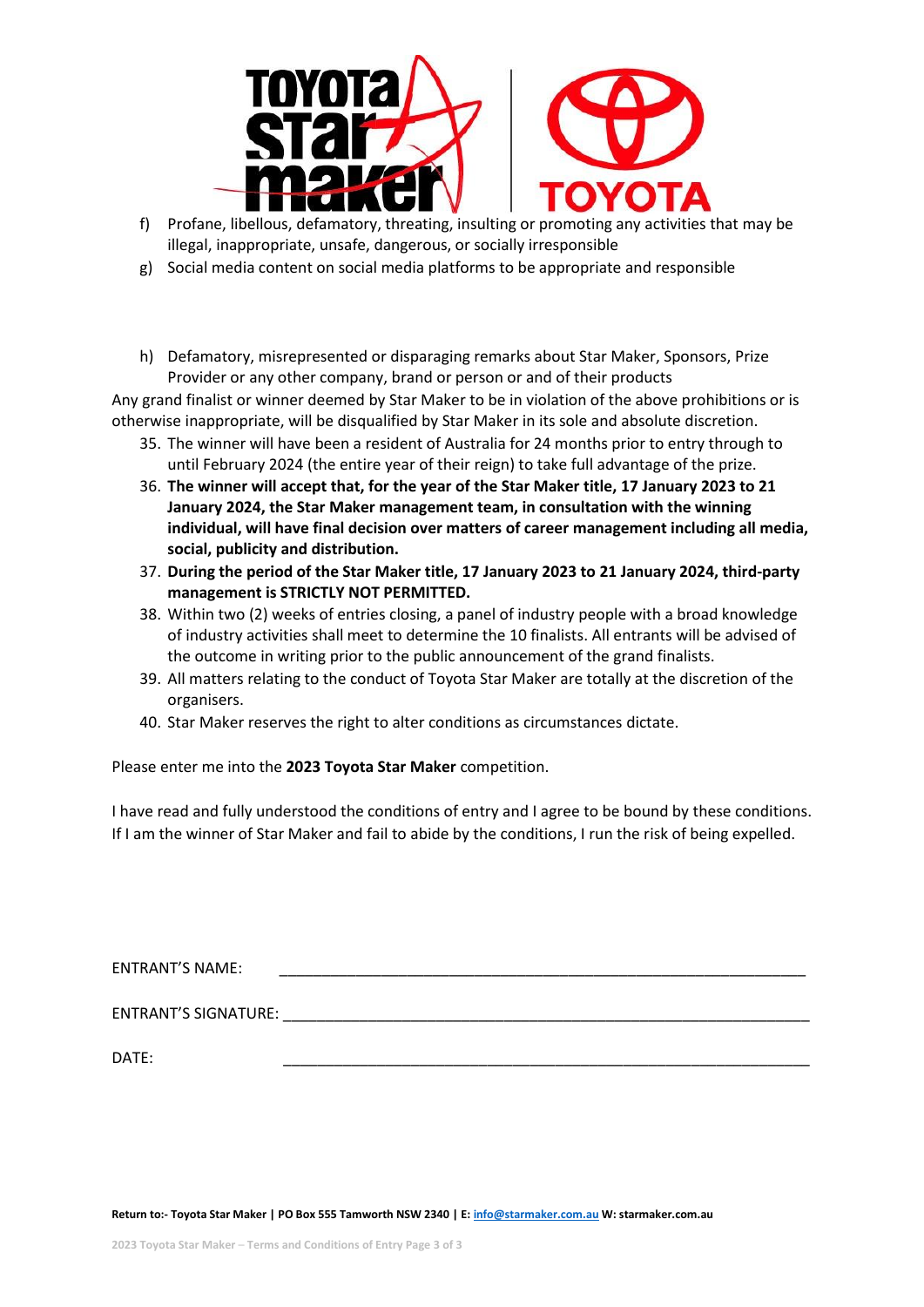f) Profane, libellous, defamatory, threating, insulting or promoting any activities that may be illegal, inappropriate, unsafe, dangerous, or socially irresponsible

g) Social media content on social media platforms to be appropriate and responsible

h) Defamatory, misrepresented or disparaging remarks about Star Maker, Sponsors, Prize Provider or any other company, brand or person or and of their products

Any grand finalist or winner deemed by Star Maker to be in violation of the above prohibitions or is otherwise inappropriate, will be disqualified by Star Maker in its sole and absolute discretion.

35. The winner will have been a resident of Australia for 24 months prior to entry through to until February 2024 (the entire year of their reign) to take full advantage of the prize.
36. **The winner will accept that, for the year of the Star Maker title, 17 January 2023 to 21 January 2024, the Star Maker management team, in consultation with the winning individual, will have final decision over matters of career management including all media, social, publicity and distribution.**
37. **During the period of the Star Maker title, 17 January 2023 to 21 January 2024, third-party management is STRICTLY NOT PERMITTED.**
38. Within two (2) weeks of entries closing, a panel of industry people with a broad knowledge of industry activities shall meet to determine the 10 finalists. All entrants will be advised of the outcome in writing prior to the public announcement of the grand finalists.
39. All matters relating to the conduct of Toyota Star Maker are totally at the discretion of the organisers.
40. Star Maker reserves the right to alter conditions as circumstances dictate.

Please enter me into the **2023 Toyota Star Maker** competition.

I have read and fully understood the conditions of entry and I agree to be bound by these conditions. If I am the winner of Star Maker and fail to abide by the conditions, I run the risk of being expelled.

ENTRANT'S NAME: ______________________________________________________________

ENTRANT'S SIGNATURE: ______________________________________________________________

DATE: ______________________________________________________________

**Return to:- Toyota Star Maker | PO Box 555 Tamworth NSW 2340 | E: info@starmaker.com.au W: starmaker.com.au**